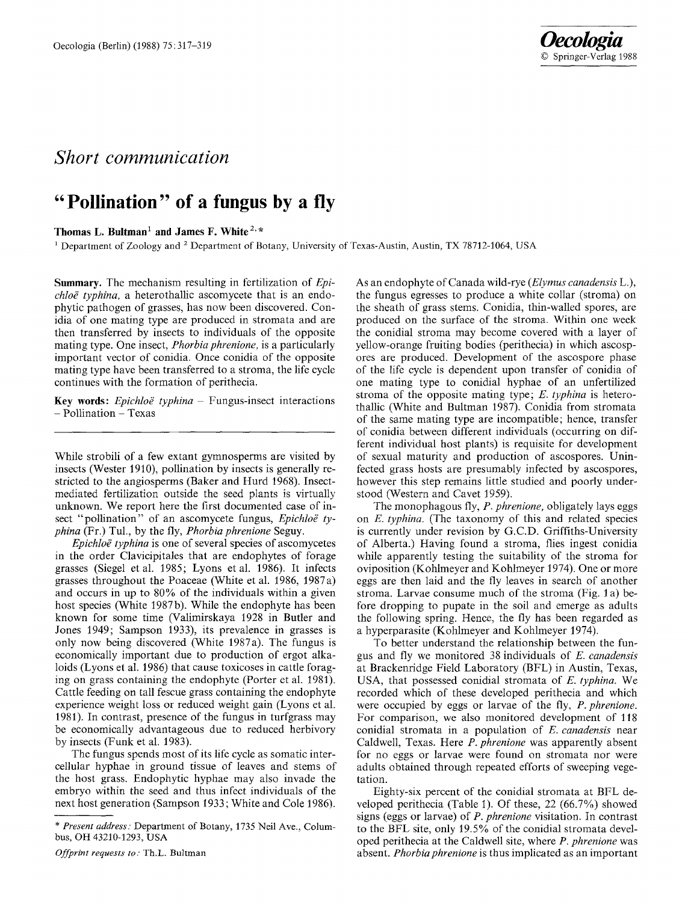*Short communication*

# "Pollination" of a fungus by a fly

**Thomas L. Bultman**[1] **and James F. White**[2,*]

[1] Department of Zoology and [2] Department of Botany, University of Texas-Austin, Austin, TX 78712-1064, USA

**Summary.** The mechanism resulting in fertilization of *Epichloë typhina*, a heterothallic ascomycete that is an endophytic pathogen of grasses, has now been discovered. Conidia of one mating type are produced in stromata and are then transferred by insects to individuals of the opposite mating type. One insect, *Phorbia phrenione*, is a particularly important vector of conidia. Once conidia of the opposite mating type have been transferred to a stroma, the life cycle continues with the formation of perithecia.

**Key words:** *Epichloë typhina* – Fungus-insect interactions – Pollination – Texas

While strobili of a few extant gymnosperms are visited by insects (Wester 1910), pollination by insects is generally restricted to the angiosperms (Baker and Hurd 1968). Insect-mediated fertilization outside the seed plants is virtually unknown. We report here the first documented case of insect "pollination" of an ascomycete fungus, *Epichloë typhina* (Fr.) Tul., by the fly, *Phorbia phrenione* Seguy.

*Epichloë typhina* is one of several species of ascomycetes in the order Clavicipitales that are endophytes of forage grasses (Siegel et al. 1985; Lyons et al. 1986). It infects grasses throughout the Poaceae (White et al. 1986, 1987a) and occurs in up to 80% of the individuals within a given host species (White 1987b). While the endophyte has been known for some time (Valimirskaya 1928 in Butler and Jones 1949; Sampson 1933), its prevalence in grasses is only now being discovered (White 1987a). The fungus is economically important due to production of ergot alkaloids (Lyons et al. 1986) that cause toxicoses in cattle foraging on grass containing the endophyte (Porter et al. 1981). Cattle feeding on tall fescue grass containing the endophyte experience weight loss or reduced weight gain (Lyons et al. 1981). In contrast, presence of the fungus in turfgrass may be economically advantageous due to reduced herbivory by insects (Funk et al. 1983).

The fungus spends most of its life cycle as somatic intercellular hyphae in ground tissue of leaves and stems of the host grass. Endophytic hyphae may also invade the embryo within the seed and thus infect individuals of the next host generation (Sampson 1933; White and Cole 1986). As an endophyte of Canada wild-rye (*Elymus canadensis* L.), the fungus egresses to produce a white collar (stroma) on the sheath of grass stems. Conidia, thin-walled spores, are produced on the surface of the stroma. Within one week the conidial stroma may become covered with a layer of yellow-orange fruiting bodies (perithecia) in which ascospores are produced. Development of the ascospore phase of the life cycle is dependent upon transfer of conidia of one mating type to conidial hyphae of an unfertilized stroma of the opposite mating type; *E. typhina* is heterothallic (White and Bultman 1987). Conidia from stromata of the same mating type are incompatible; hence, transfer of conidia between different individuals (occurring on different individual host plants) is requisite for development of sexual maturity and production of ascospores. Uninfected grass hosts are presumably infected by ascospores, however this step remains little studied and poorly understood (Western and Cavet 1959).

The monophagous fly, *P. phrenione*, obligately lays eggs on *E. typhina*. (The taxonomy of this and related species is currently under revision by G.C.D. Griffiths-University of Alberta.) Having found a stroma, flies ingest conidia while apparently testing the suitability of the stroma for oviposition (Kohlmeyer and Kohlmeyer 1974). One or more eggs are then laid and the fly leaves in search of another stroma. Larvae consume much of the stroma (Fig. 1a) before dropping to pupate in the soil and emerge as adults the following spring. Hence, the fly has been regarded as a hyperparasite (Kohlmeyer and Kohlmeyer 1974).

To better understand the relationship between the fungus and fly we monitored 38 individuals of *E. canadensis* at Brackenridge Field Laboratory (BFL) in Austin, Texas, USA, that possessed conidial stromata of *E. typhina*. We recorded which of these developed perithecia and which were occupied by eggs or larvae of the fly, *P. phrenione*. For comparison, we also monitored development of 118 conidial stromata in a population of *E. canadensis* near Caldwell, Texas. Here *P. phrenione* was apparently absent for no eggs or larvae were found on stromata nor were adults obtained through repeated efforts of sweeping vegetation.

Eighty-six percent of the conidial stromata at BFL developed perithecia (Table 1). Of these, 22 (66.7%) showed signs (eggs or larvae) of *P. phrenione* visitation. In contrast to the BFL site, only 19.5% of the conidial stromata developed perithecia at the Caldwell site, where *P. phrenione* was absent. *Phorbia phrenione* is thus implicated as an important

---

\* *Present address:* Department of Botany, 1735 Neil Ave., Columbus, OH 43210-1293, USA

*Offprint requests to:* Th.L. Bultman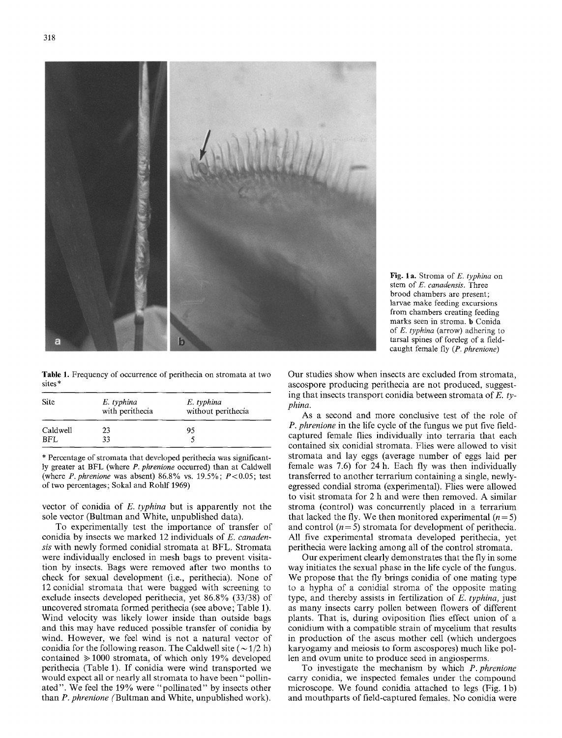Fig. 1 a. Stroma of *E. typhina* on stem of *E. canadensis*. Three brood chambers are present; larvae make feeding excursions from chambers creating feeding marks seen in stroma. **b** Conida of *E. typhina* (arrow) adhering to tarsal spines of foreleg of a field-caught female fly (*P. phrenione*)

**Table 1.** Frequency of occurrence of perithecia on stromata at two sites*

| Site | *E. typhina* with perithecia | *E. typhina* without perithecia |
|---|---|---|
| Caldwell | 23 | 95 |
| BFL | 33 | 5 |

\* Percentage of stromata that developed perithecia was significantly greater at BFL (where *P. phrenione* occurred) than at Caldwell (where *P. phrenione* was absent) 86.8% vs. 19.5%; $P<0.05$; test of two percentages; Sokal and Rohlf 1969)

vector of conidia of *E. typhina* but is apparently not the sole vector (Bultman and White, unpublished data).

To experimentally test the importance of transfer of conidia by insects we marked 12 individuals of *E. canadensis* with newly formed conidial stromata at BFL. Stromata were individually enclosed in mesh bags to prevent visitation by insects. Bags were removed after two months to check for sexual development (i.e., perithecia). None of 12 conidial stromata that were bagged with screening to exclude insects developed perithecia, yet 86.8% (33/38) of uncovered stromata formed perithecia (see above; Table 1). Wind velocity was likely lower inside than outside bags and this may have reduced possible transfer of conidia by wind. However, we feel wind is not a natural vector of conidia for the following reason. The Caldwell site ($\sim 1/2$ h) contained $\geqslant 1000$ stromata, of which only 19% developed perithecia (Table 1). If conidia were wind transported we would expect all or nearly all stromata to have been "pollinated". We feel the 19% were "pollinated" by insects other than *P. phrenione* (Bultman and White, unpublished work). Our studies show when insects are excluded from stromata, ascospore producing perithecia are not produced, suggesting that insects transport conidia between stromata of *E. typhina*.

As a second and more conclusive test of the role of *P. phrenione* in the life cycle of the fungus we put five field-captured female flies individually into terraria that each contained six conidial stromata. Flies were allowed to visit stromata and lay eggs (average number of eggs laid per female was 7.6) for 24 h. Each fly was then individually transferred to another terrarium containing a single, newly-egressed condial stroma (experimental). Flies were allowed to visit stromata for 2 h and were then removed. A similar stroma (control) was concurrently placed in a terrarium that lacked the fly. We then monitored experimental ($n=5$) and control ($n=5$) stromata for development of perithecia. All five experimental stromata developed perithecia, yet perithecia were lacking among all of the control stromata.

Our experiment clearly demonstrates that the fly in some way initiates the sexual phase in the life cycle of the fungus. We propose that the fly brings conidia of one mating type to a hypha of a conidial stroma of the opposite mating type, and thereby assists in fertilization of *E. typhina*, just as many insects carry pollen between flowers of different plants. That is, during oviposition flies effect union of a conidium with a compatible strain of mycelium that results in production of the ascus mother cell (which undergoes karyogamy and meiosis to form ascospores) much like pollen and ovum unite to produce seed in angiosperms.

To investigate the mechanism by which *P. phrenione* carry conidia, we inspected females under the compound microscope. We found conidia attached to legs (Fig. 1b) and mouthparts of field-captured females. No conidia were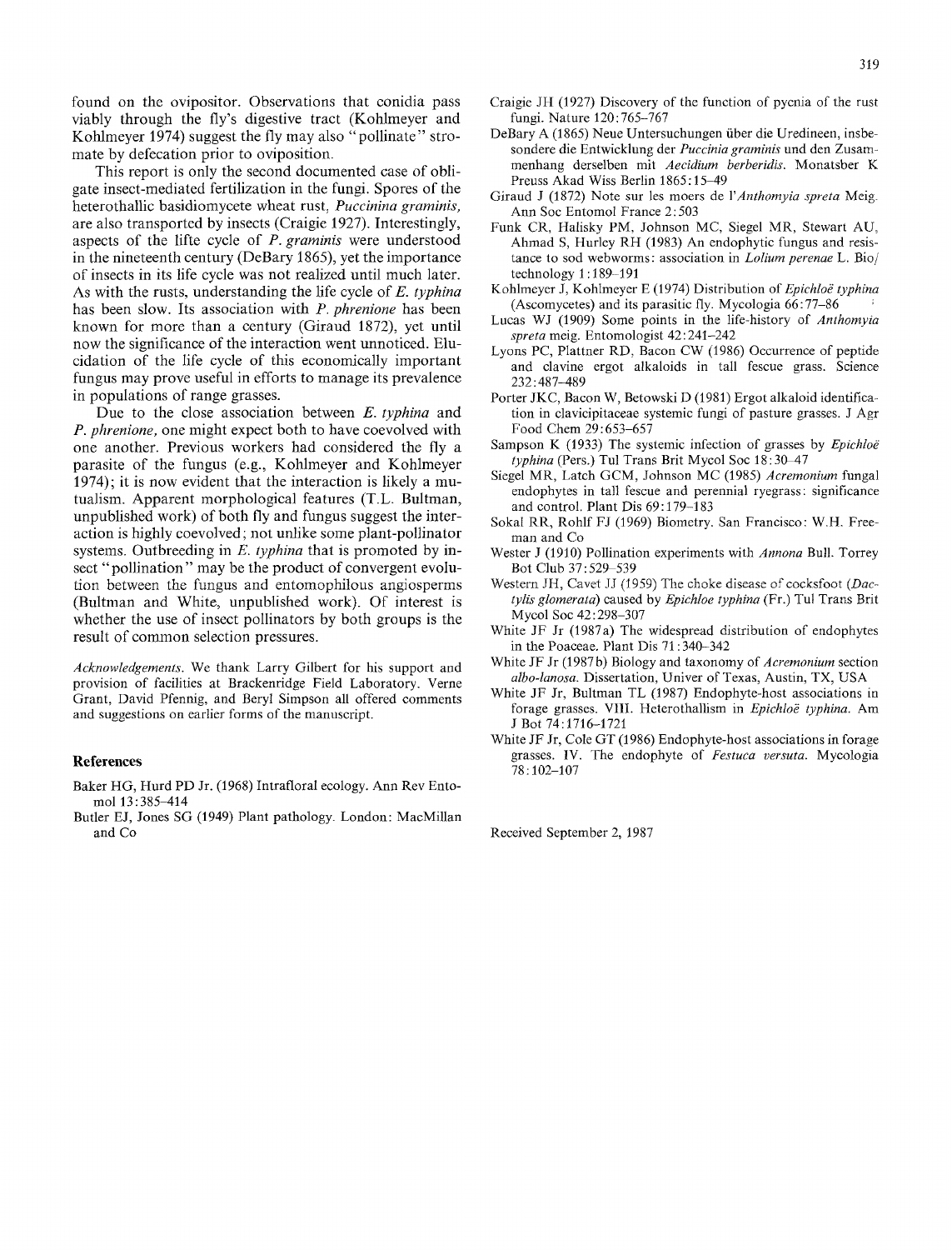found on the ovipositor. Observations that conidia pass viably through the fly's digestive tract (Kohlmeyer and Kohlmeyer 1974) suggest the fly may also "pollinate" stromate by defecation prior to oviposition.

This report is only the second documented case of obligate insect-mediated fertilization in the fungi. Spores of the heterothallic basidiomycete wheat rust, *Puccinina graminis*, are also transported by insects (Craigie 1927). Interestingly, aspects of the lifte cycle of *P. graminis* were understood in the nineteenth century (DeBary 1865), yet the importance of insects in its life cycle was not realized until much later. As with the rusts, understanding the life cycle of *E. typhina* has been slow. Its association with *P. phrenione* has been known for more than a century (Giraud 1872), yet until now the significance of the interaction went unnoticed. Elucidation of the life cycle of this economically important fungus may prove useful in efforts to manage its prevalence in populations of range grasses.

Due to the close association between *E. typhina* and *P. phrenione*, one might expect both to have coevolved with one another. Previous workers had considered the fly a parasite of the fungus (e.g., Kohlmeyer and Kohlmeyer 1974); it is now evident that the interaction is likely a mutualism. Apparent morphological features (T.L. Bultman, unpublished work) of both fly and fungus suggest the interaction is highly coevolved; not unlike some plant-pollinator systems. Outbreeding in *E. typhina* that is promoted by insect "pollination" may be the product of convergent evolution between the fungus and entomophilous angiosperms (Bultman and White, unpublished work). Of interest is whether the use of insect pollinators by both groups is the result of common selection pressures.

*Acknowledgements.* We thank Larry Gilbert for his support and provision of facilities at Brackenridge Field Laboratory. Verne Grant, David Pfennig, and Beryl Simpson all offered comments and suggestions on earlier forms of the manuscript.

## References

Baker HG, Hurd PD Jr. (1968) Intrafloral ecology. Ann Rev Entomol 13:385–414

Butler EJ, Jones SG (1949) Plant pathology. London: MacMillan and Co

Craigie JH (1927) Discovery of the function of pycnia of the rust fungi. Nature 120:765–767

DeBary A (1865) Neue Untersuchungen über die Uredineen, insbesondere die Entwicklung der *Puccinia graminis* und den Zusammenhang derselben mit *Aecidium berberidis*. Monatsber K Preuss Akad Wiss Berlin 1865:15–49

Giraud J (1872) Note sur les moers de l'*Anthomyia spreta* Meig. Ann Soc Entomol France 2:503

Funk CR, Halisky PM, Johnson MC, Siegel MR, Stewart AU, Ahmad S, Hurley RH (1983) An endophytic fungus and resistance to sod webworms: association in *Lolium perenae* L. Bio/technology 1:189–191

Kohlmeyer J, Kohlmeyer E (1974) Distribution of *Epichloë typhina* (Ascomycetes) and its parasitic fly. Mycologia 66:77–86

Lucas WJ (1909) Some points in the life-history of *Anthomyia spreta* meig. Entomologist 42:241–242

Lyons PC, Plattner RD, Bacon CW (1986) Occurrence of peptide and clavine ergot alkaloids in tall fescue grass. Science 232:487–489

Porter JKC, Bacon W, Betowski D (1981) Ergot alkaloid identification in clavicipitaceae systemic fungi of pasture grasses. J Agr Food Chem 29:653–657

Sampson K (1933) The systemic infection of grasses by *Epichloë typhina* (Pers.) Tul Trans Brit Mycol Soc 18:30–47

Siegel MR, Latch GCM, Johnson MC (1985) *Acremonium* fungal endophytes in tall fescue and perennial ryegrass: significance and control. Plant Dis 69:179–183

Sokal RR, Rohlf FJ (1969) Biometry. San Francisco: W.H. Freeman and Co

Wester J (1910) Pollination experiments with *Annona* Bull. Torrey Bot Club 37:529–539

Western JH, Cavet JJ (1959) The choke disease of cocksfoot (*Dactylis glomerata*) caused by *Epichloe typhina* (Fr.) Tul Trans Brit Mycol Soc 42:298–307

White JF Jr (1987a) The widespread distribution of endophytes in the Poaceae. Plant Dis 71:340–342

White JF Jr (1987b) Biology and taxonomy of *Acremonium* section *albo-lanosa*. Dissertation, Univer of Texas, Austin, TX, USA

White JF Jr, Bultman TL (1987) Endophyte-host associations in forage grasses. VIII. Heterothallism in *Epichloë typhina*. Am J Bot 74:1716–1721

White JF Jr, Cole GT (1986) Endophyte-host associations in forage grasses. IV. The endophyte of *Festuca versuta*. Mycologia 78:102–107

Received September 2, 1987